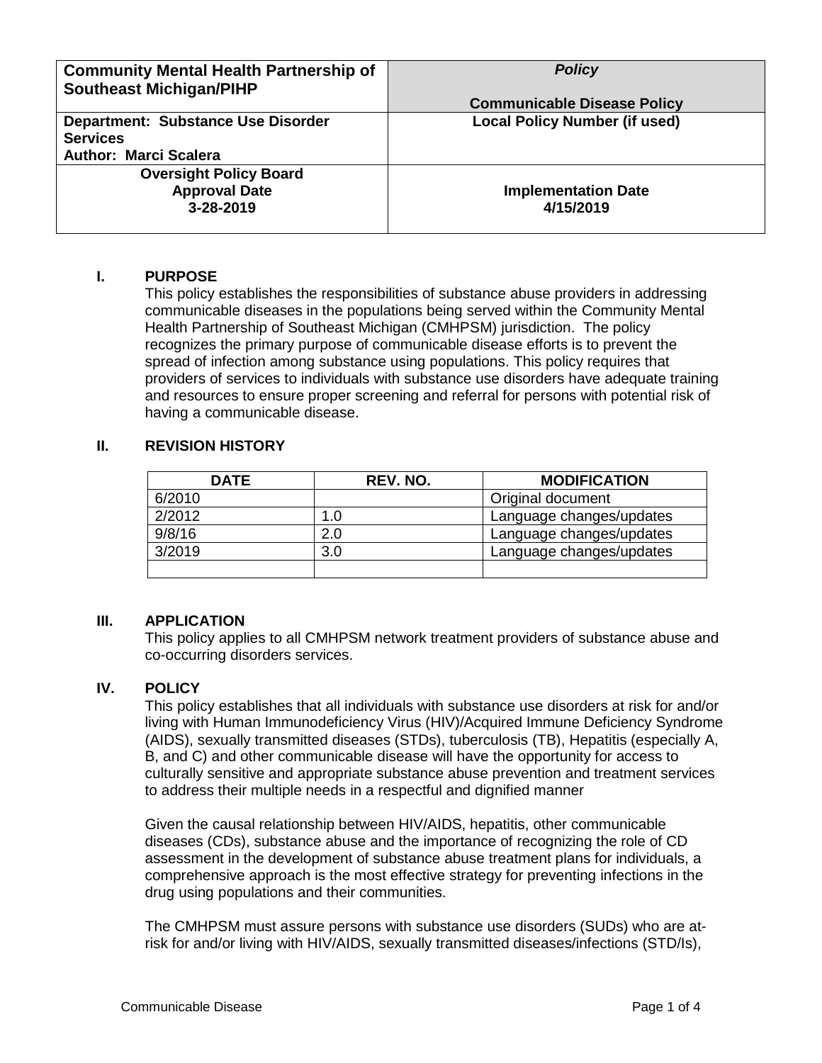| Community Mental Health Partnership of Southeast Michigan/PIHP | ***Policy*** **Communicable Disease Policy** |
|---|---|
| **Department: Substance Use Disorder Services** **Author: Marci Scalera** | **Local Policy Number (if used)** |
| **Oversight Policy Board Approval Date 3-28-2019** | **Implementation Date 4/15/2019** |

## I. PURPOSE

This policy establishes the responsibilities of substance abuse providers in addressing communicable diseases in the populations being served within the Community Mental Health Partnership of Southeast Michigan (CMHPSM) jurisdiction. The policy recognizes the primary purpose of communicable disease efforts is to prevent the spread of infection among substance using populations. This policy requires that providers of services to individuals with substance use disorders have adequate training and resources to ensure proper screening and referral for persons with potential risk of having a communicable disease.

## II. REVISION HISTORY

| DATE | REV. NO. | MODIFICATION |
|---|---|---|
| 6/2010 | | Original document |
| 2/2012 | 1.0 | Language changes/updates |
| 9/8/16 | 2.0 | Language changes/updates |
| 3/2019 | 3.0 | Language changes/updates |
| | | |

## III. APPLICATION

This policy applies to all CMHPSM network treatment providers of substance abuse and co-occurring disorders services.

## IV. POLICY

This policy establishes that all individuals with substance use disorders at risk for and/or living with Human Immunodeficiency Virus (HIV)/Acquired Immune Deficiency Syndrome (AIDS), sexually transmitted diseases (STDs), tuberculosis (TB), Hepatitis (especially A, B, and C) and other communicable disease will have the opportunity for access to culturally sensitive and appropriate substance abuse prevention and treatment services to address their multiple needs in a respectful and dignified manner

Given the causal relationship between HIV/AIDS, hepatitis, other communicable diseases (CDs), substance abuse and the importance of recognizing the role of CD assessment in the development of substance abuse treatment plans for individuals, a comprehensive approach is the most effective strategy for preventing infections in the drug using populations and their communities.

The CMHPSM must assure persons with substance use disorders (SUDs) who are at-risk for and/or living with HIV/AIDS, sexually transmitted diseases/infections (STD/Is),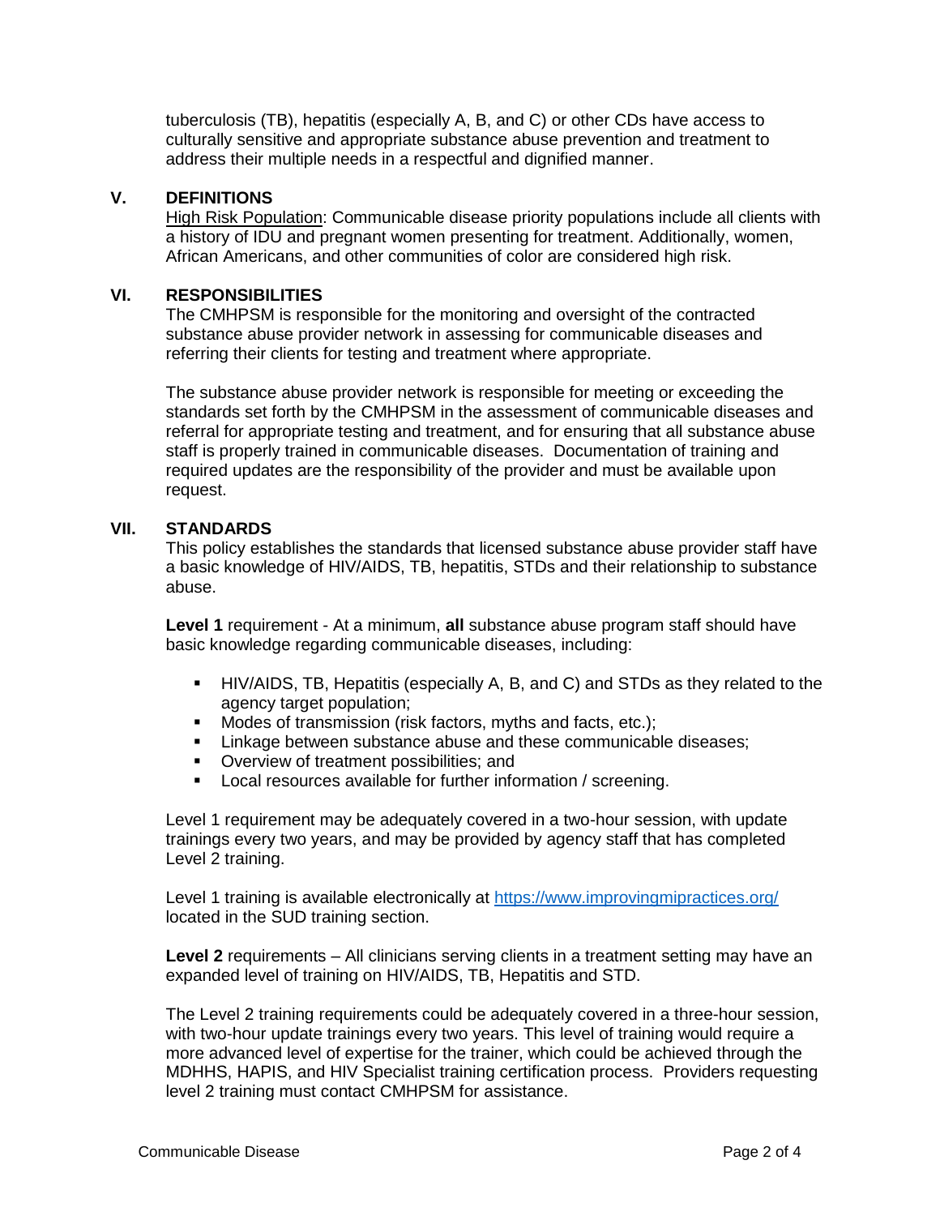tuberculosis (TB), hepatitis (especially A, B, and C) or other CDs have access to culturally sensitive and appropriate substance abuse prevention and treatment to address their multiple needs in a respectful and dignified manner.

## V. DEFINITIONS

High Risk Population: Communicable disease priority populations include all clients with a history of IDU and pregnant women presenting for treatment. Additionally, women, African Americans, and other communities of color are considered high risk.

## VI. RESPONSIBILITIES

The CMHPSM is responsible for the monitoring and oversight of the contracted substance abuse provider network in assessing for communicable diseases and referring their clients for testing and treatment where appropriate.

The substance abuse provider network is responsible for meeting or exceeding the standards set forth by the CMHPSM in the assessment of communicable diseases and referral for appropriate testing and treatment, and for ensuring that all substance abuse staff is properly trained in communicable diseases. Documentation of training and required updates are the responsibility of the provider and must be available upon request.

## VII. STANDARDS

This policy establishes the standards that licensed substance abuse provider staff have a basic knowledge of HIV/AIDS, TB, hepatitis, STDs and their relationship to substance abuse.

**Level 1** requirement - At a minimum, **all** substance abuse program staff should have basic knowledge regarding communicable diseases, including:

- HIV/AIDS, TB, Hepatitis (especially A, B, and C) and STDs as they related to the agency target population;
- Modes of transmission (risk factors, myths and facts, etc.);
- Linkage between substance abuse and these communicable diseases;
- Overview of treatment possibilities; and
- Local resources available for further information / screening.

Level 1 requirement may be adequately covered in a two-hour session, with update trainings every two years, and may be provided by agency staff that has completed Level 2 training.

Level 1 training is available electronically at https://www.improvingmipractices.org/ located in the SUD training section.

**Level 2** requirements – All clinicians serving clients in a treatment setting may have an expanded level of training on HIV/AIDS, TB, Hepatitis and STD.

The Level 2 training requirements could be adequately covered in a three-hour session, with two-hour update trainings every two years. This level of training would require a more advanced level of expertise for the trainer, which could be achieved through the MDHHS, HAPIS, and HIV Specialist training certification process. Providers requesting level 2 training must contact CMHPSM for assistance.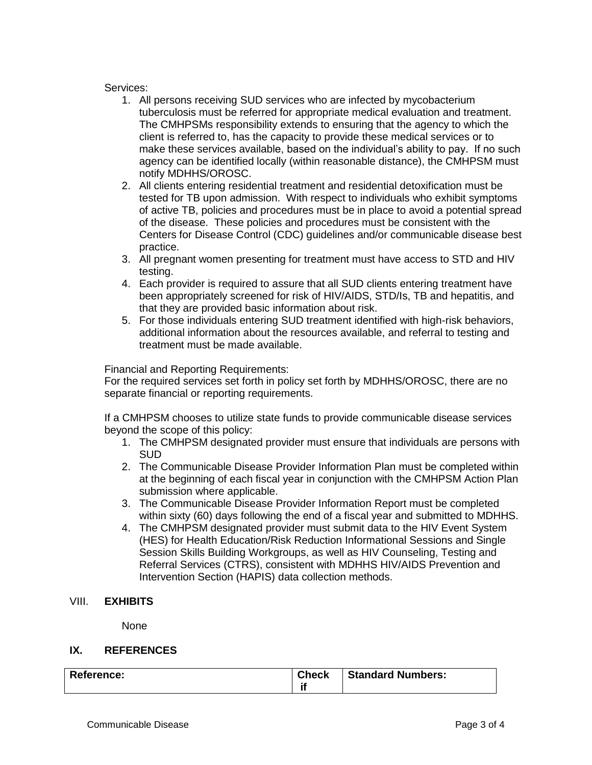Services:

1. All persons receiving SUD services who are infected by mycobacterium tuberculosis must be referred for appropriate medical evaluation and treatment. The CMHPSMs responsibility extends to ensuring that the agency to which the client is referred to, has the capacity to provide these medical services or to make these services available, based on the individual's ability to pay. If no such agency can be identified locally (within reasonable distance), the CMHPSM must notify MDHHS/OROSC.
2. All clients entering residential treatment and residential detoxification must be tested for TB upon admission. With respect to individuals who exhibit symptoms of active TB, policies and procedures must be in place to avoid a potential spread of the disease. These policies and procedures must be consistent with the Centers for Disease Control (CDC) guidelines and/or communicable disease best practice.
3. All pregnant women presenting for treatment must have access to STD and HIV testing.
4. Each provider is required to assure that all SUD clients entering treatment have been appropriately screened for risk of HIV/AIDS, STD/Is, TB and hepatitis, and that they are provided basic information about risk.
5. For those individuals entering SUD treatment identified with high-risk behaviors, additional information about the resources available, and referral to testing and treatment must be made available.

Financial and Reporting Requirements:
For the required services set forth in policy set forth by MDHHS/OROSC, there are no separate financial or reporting requirements.

If a CMHPSM chooses to utilize state funds to provide communicable disease services beyond the scope of this policy:

1. The CMHPSM designated provider must ensure that individuals are persons with SUD
2. The Communicable Disease Provider Information Plan must be completed within at the beginning of each fiscal year in conjunction with the CMHPSM Action Plan submission where applicable.
3. The Communicable Disease Provider Information Report must be completed within sixty (60) days following the end of a fiscal year and submitted to MDHHS.
4. The CMHPSM designated provider must submit data to the HIV Event System (HES) for Health Education/Risk Reduction Informational Sessions and Single Session Skills Building Workgroups, as well as HIV Counseling, Testing and Referral Services (CTRS), consistent with MDHHS HIV/AIDS Prevention and Intervention Section (HAPIS) data collection methods.

## VIII. EXHIBITS

None

## IX. REFERENCES

| Reference: | Check if | Standard Numbers: |
| --- | --- | --- |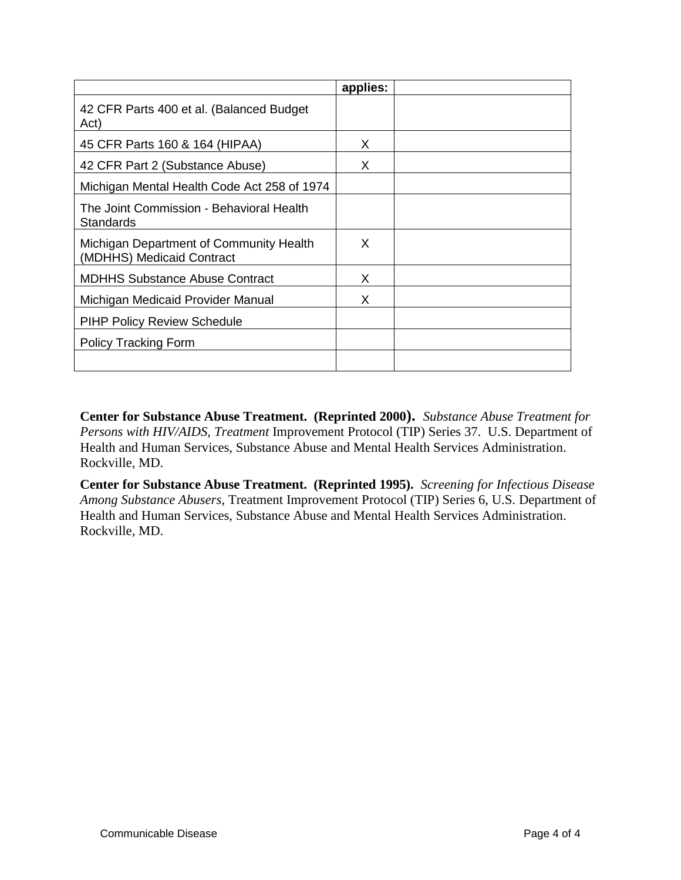| | applies: | |
|---|---|---|
| 42 CFR Parts 400 et al. (Balanced Budget Act) | | |
| 45 CFR Parts 160 & 164 (HIPAA) | X | |
| 42 CFR Part 2 (Substance Abuse) | X | |
| Michigan Mental Health Code Act 258 of 1974 | | |
| The Joint Commission - Behavioral Health Standards | | |
| Michigan Department of Community Health (MDHHS) Medicaid Contract | X | |
| MDHHS Substance Abuse Contract | X | |
| Michigan Medicaid Provider Manual | X | |
| PIHP Policy Review Schedule | | |
| Policy Tracking Form | | |
| | | |

**Center for Substance Abuse Treatment. (Reprinted 2000).** *Substance Abuse Treatment for Persons with HIV/AIDS, Treatment* Improvement Protocol (TIP) Series 37. U.S. Department of Health and Human Services, Substance Abuse and Mental Health Services Administration. Rockville, MD.

**Center for Substance Abuse Treatment. (Reprinted 1995).** *Screening for Infectious Disease Among Substance Abusers,* Treatment Improvement Protocol (TIP) Series 6, U.S. Department of Health and Human Services, Substance Abuse and Mental Health Services Administration. Rockville, MD.